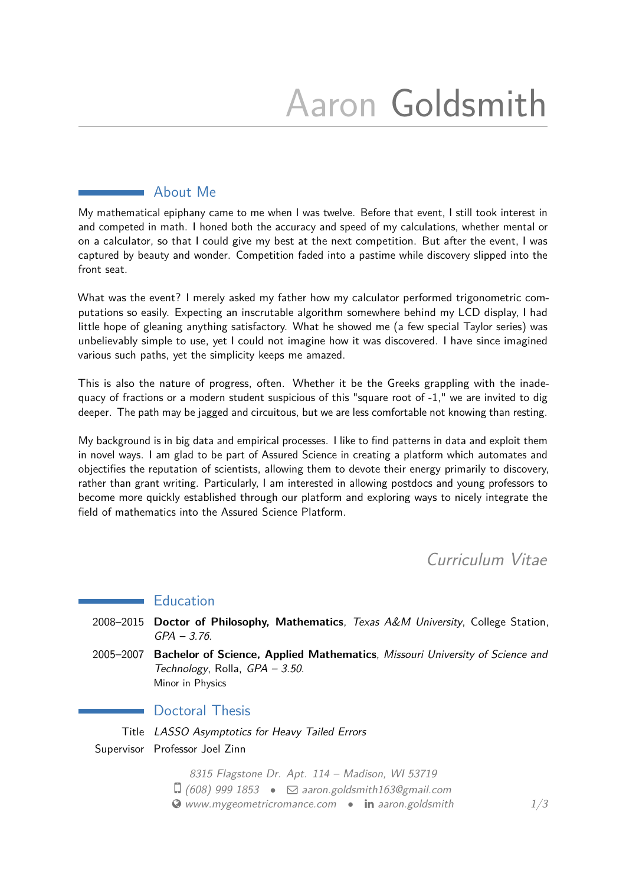# Aaron Goldsmith

## About Me

My mathematical epiphany came to me when I was twelve. Before that event, I still took interest in and competed in math. I honed both the accuracy and speed of my calculations, whether mental or on a calculator, so that I could give my best at the next competition. But after the event, I was captured by beauty and wonder. Competition faded into a pastime while discovery slipped into the front seat.

What was the event? I merely asked my father how my calculator performed trigonometric computations so easily. Expecting an inscrutable algorithm somewhere behind my LCD display, I had little hope of gleaning anything satisfactory. What he showed me (a few special Taylor series) was unbelievably simple to use, yet I could not imagine how it was discovered. I have since imagined various such paths, yet the simplicity keeps me amazed.

This is also the nature of progress, often. Whether it be the Greeks grappling with the inadequacy of fractions or a modern student suspicious of this "square root of -1," we are invited to dig deeper. The path may be jagged and circuitous, but we are less comfortable not knowing than resting.

My background is in big data and empirical processes. I like to find patterns in data and exploit them in novel ways. I am glad to be part of Assured Science in creating a platform which automates and objectifies the reputation of scientists, allowing them to devote their energy primarily to discovery, rather than grant writing. Particularly, I am interested in allowing postdocs and young professors to become more quickly established through our platform and exploring ways to nicely integrate the field of mathematics into the Assured Science Platform.

*Curriculum Vitae*

## Education

2008–2015 **Doctor of Philosophy, Mathematics**, *Texas A&M University*, College Station, *GPA – 3.76*.

2005–2007 **Bachelor of Science, Applied Mathematics**, *Missouri University of Science and Technology*, Rolla, *GPA – 3.50*.
Minor in Physics

## Doctoral Thesis

Title *LASSO Asymptotics for Heavy Tailed Errors*

Supervisor Professor Joel Zinn

*8315 Flagstone Dr. Apt. 114 – Madison, WI 53719*
*(608) 999 1853* • *aaron.goldsmith163@gmail.com*
*www.mygeometricromance.com* • *aaron.goldsmith*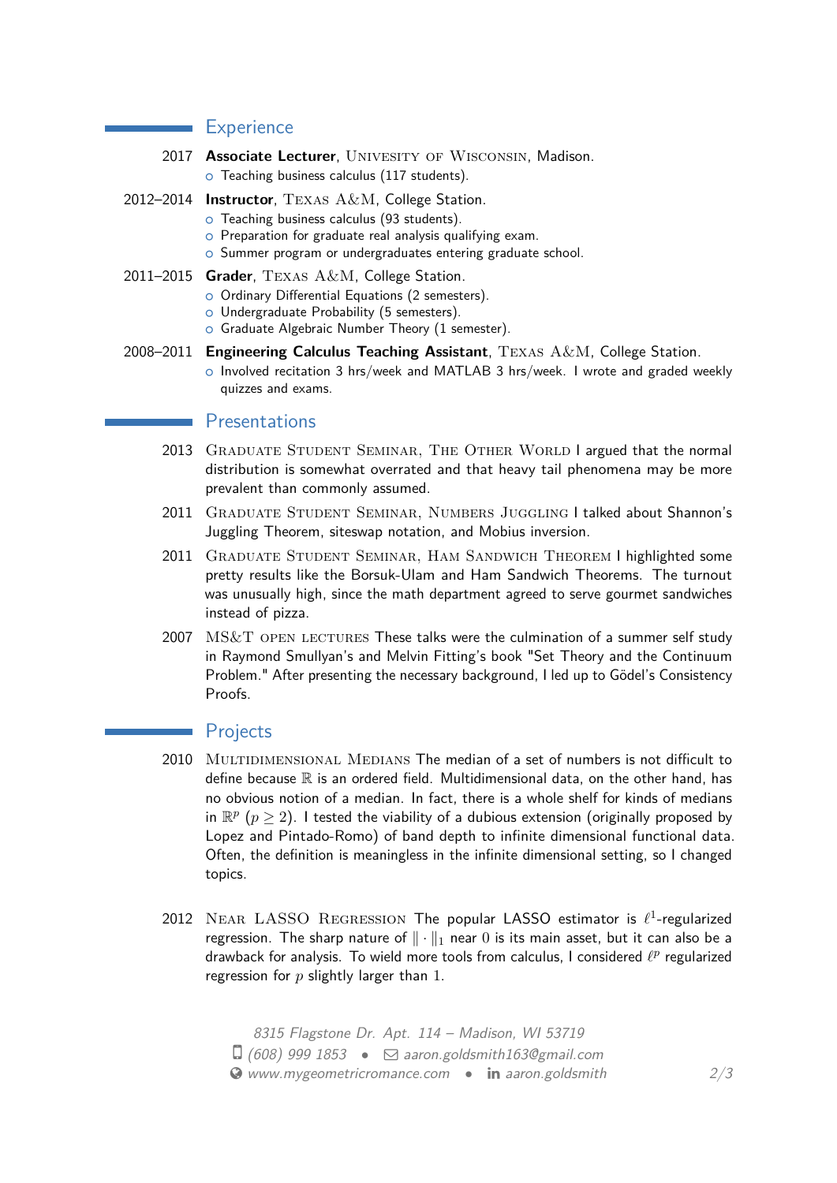## Experience

2017 **Associate Lecturer**, University of Wisconsin, Madison.
- Teaching business calculus (117 students).

2012–2014 **Instructor**, Texas A&M, College Station.
- Teaching business calculus (93 students).
- Preparation for graduate real analysis qualifying exam.
- Summer program or undergraduates entering graduate school.

2011–2015 **Grader**, Texas A&M, College Station.
- Ordinary Differential Equations (2 semesters).
- Undergraduate Probability (5 semesters).
- Graduate Algebraic Number Theory (1 semester).

2008–2011 **Engineering Calculus Teaching Assistant**, Texas A&M, College Station.
- Involved recitation 3 hrs/week and MATLAB 3 hrs/week. I wrote and graded weekly quizzes and exams.

## Presentations

2013 Graduate Student Seminar, The Other World I argued that the normal distribution is somewhat overrated and that heavy tail phenomena may be more prevalent than commonly assumed.

2011 Graduate Student Seminar, Numbers Juggling I talked about Shannon's Juggling Theorem, siteswap notation, and Mobius inversion.

2011 Graduate Student Seminar, Ham Sandwich Theorem I highlighted some pretty results like the Borsuk-Ulam and Ham Sandwich Theorems. The turnout was unusually high, since the math department agreed to serve gourmet sandwiches instead of pizza.

2007 MS&T open lectures These talks were the culmination of a summer self study in Raymond Smullyan's and Melvin Fitting's book "Set Theory and the Continuum Problem." After presenting the necessary background, I led up to Gödel's Consistency Proofs.

## Projects

2010 Multidimensional Medians The median of a set of numbers is not difficult to define because $\mathbb{R}$ is an ordered field. Multidimensional data, on the other hand, has no obvious notion of a median. In fact, there is a whole shelf for kinds of medians in $\mathbb{R}^p$ ($p \geq 2$). I tested the viability of a dubious extension (originally proposed by Lopez and Pintado-Romo) of band depth to infinite dimensional functional data. Often, the definition is meaningless in the infinite dimensional setting, so I changed topics.

2012 Near LASSO Regression The popular LASSO estimator is $\ell^1$-regularized regression. The sharp nature of $\|\cdot\|_1$ near $0$ is its main asset, but it can also be a drawback for analysis. To wield more tools from calculus, I considered $\ell^p$ regularized regression for $p$ slightly larger than $1$.

*8315 Flagstone Dr. Apt. 114 – Madison, WI 53719*
*(608) 999 1853 • aaron.goldsmith163@gmail.com*
*www.mygeometricromance.com • aaron.goldsmith*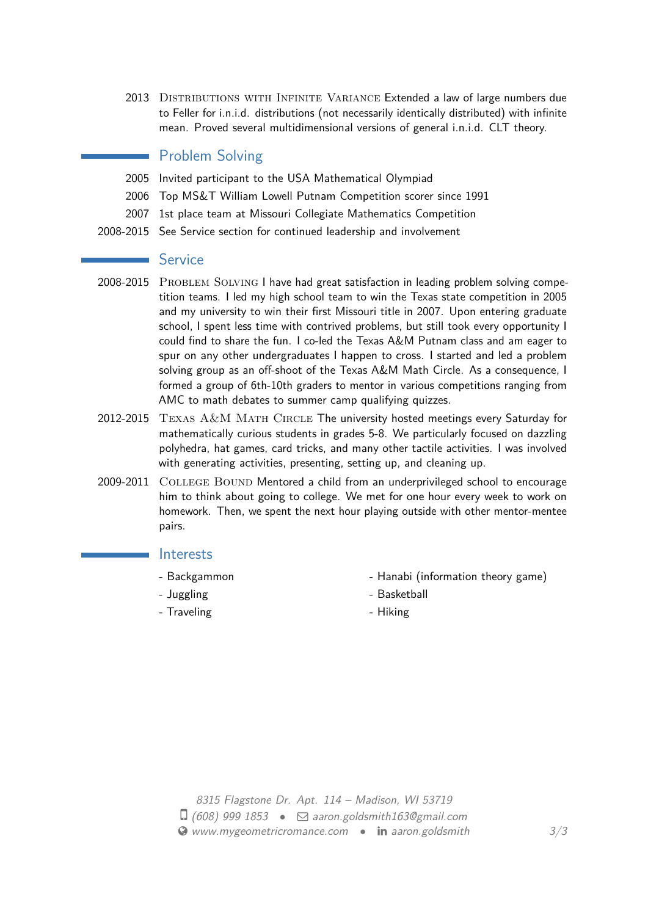2013 Distributions with Infinite Variance Extended a law of large numbers due to Feller for i.n.i.d. distributions (not necessarily identically distributed) with infinite mean. Proved several multidimensional versions of general i.n.i.d. CLT theory.

## Problem Solving

2005 Invited participant to the USA Mathematical Olympiad

2006 Top MS&T William Lowell Putnam Competition scorer since 1991

2007 1st place team at Missouri Collegiate Mathematics Competition

2008-2015 See Service section for continued leadership and involvement

## Service

2008-2015 Problem Solving I have had great satisfaction in leading problem solving competition teams. I led my high school team to win the Texas state competition in 2005 and my university to win their first Missouri title in 2007. Upon entering graduate school, I spent less time with contrived problems, but still took every opportunity I could find to share the fun. I co-led the Texas A&M Putnam class and am eager to spur on any other undergraduates I happen to cross. I started and led a problem solving group as an off-shoot of the Texas A&M Math Circle. As a consequence, I formed a group of 6th-10th graders to mentor in various competitions ranging from AMC to math debates to summer camp qualifying quizzes.

2012-2015 Texas A&M Math Circle The university hosted meetings every Saturday for mathematically curious students in grades 5-8. We particularly focused on dazzling polyhedra, hat games, card tricks, and many other tactile activities. I was involved with generating activities, presenting, setting up, and cleaning up.

2009-2011 College Bound Mentored a child from an underprivileged school to encourage him to think about going to college. We met for one hour every week to work on homework. Then, we spent the next hour playing outside with other mentor-mentee pairs.

## Interests

- Backgammon
- Juggling
- Traveling
- Hanabi (information theory game)
- Basketball
- Hiking